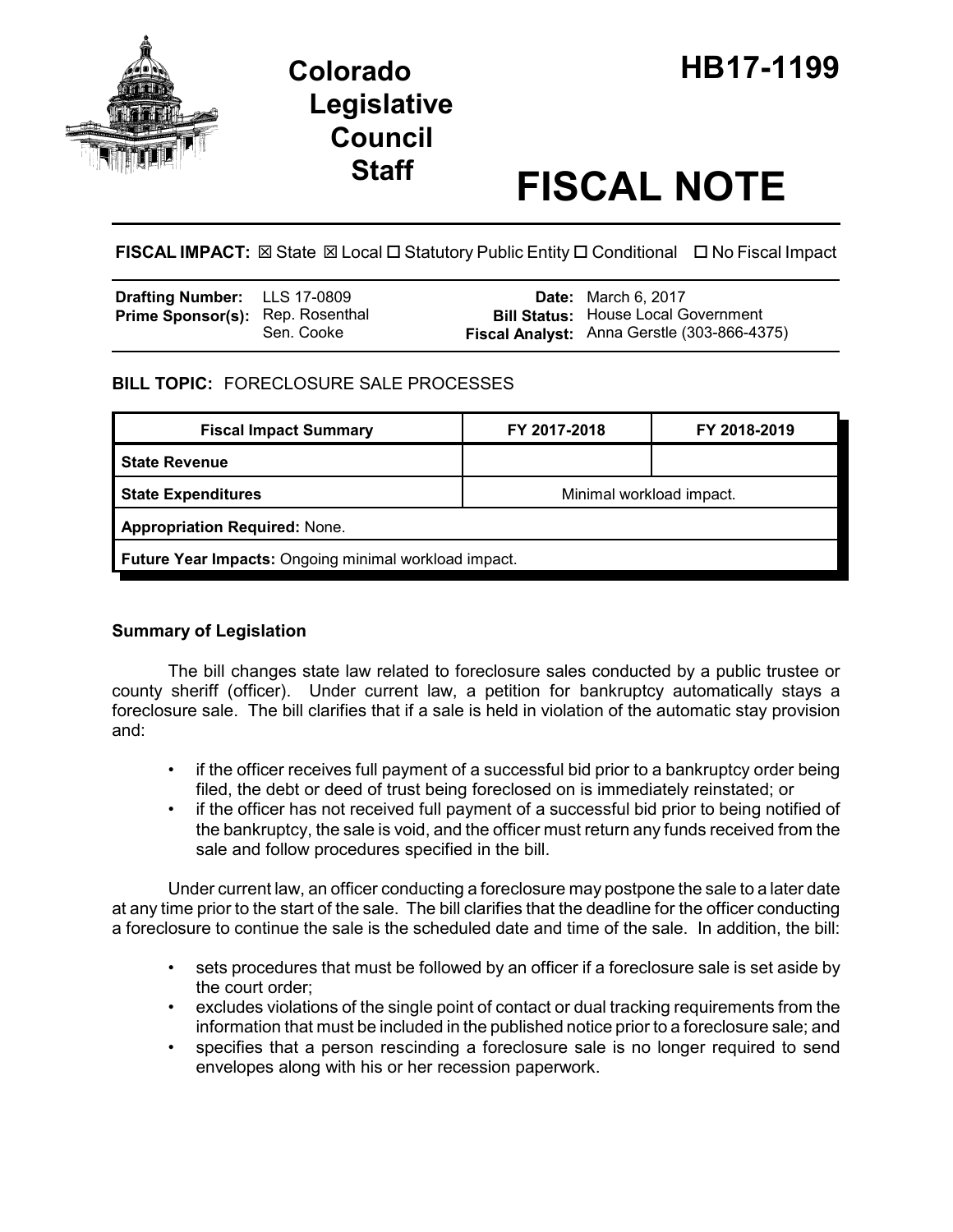# Colorado Legislative Council Staff

# HB17-1199

# FISCAL NOTE

**FISCAL IMPACT:** ☒ State ☒ Local ☐ Statutory Public Entity ☐ Conditional ☐ No Fiscal Impact

| | | | |
|---|---|---|---|
| **Drafting Number:** | LLS 17-0809 | **Date:** | March 6, 2017 |
| **Prime Sponsor(s):** | Rep. Rosenthal<br>Sen. Cooke | **Bill Status:** | House Local Government |
| | | **Fiscal Analyst:** | Anna Gerstle (303-866-4375) |

**BILL TOPIC:** FORECLOSURE SALE PROCESSES

| Fiscal Impact Summary | FY 2017-2018 | FY 2018-2019 |
|---|---|---|
| **State Revenue** | | |
| **State Expenditures** | Minimal workload impact. | |
| **Appropriation Required:** None. | | |
| **Future Year Impacts:** Ongoing minimal workload impact. | | |

### Summary of Legislation

The bill changes state law related to foreclosure sales conducted by a public trustee or county sheriff (officer). Under current law, a petition for bankruptcy automatically stays a foreclosure sale. The bill clarifies that if a sale is held in violation of the automatic stay provision and:

- if the officer receives full payment of a successful bid prior to a bankruptcy order being filed, the debt or deed of trust being foreclosed on is immediately reinstated; or
- if the officer has not received full payment of a successful bid prior to being notified of the bankruptcy, the sale is void, and the officer must return any funds received from the sale and follow procedures specified in the bill.

Under current law, an officer conducting a foreclosure may postpone the sale to a later date at any time prior to the start of the sale. The bill clarifies that the deadline for the officer conducting a foreclosure to continue the sale is the scheduled date and time of the sale. In addition, the bill:

- sets procedures that must be followed by an officer if a foreclosure sale is set aside by the court order;
- excludes violations of the single point of contact or dual tracking requirements from the information that must be included in the published notice prior to a foreclosure sale; and
- specifies that a person rescinding a foreclosure sale is no longer required to send envelopes along with his or her recession paperwork.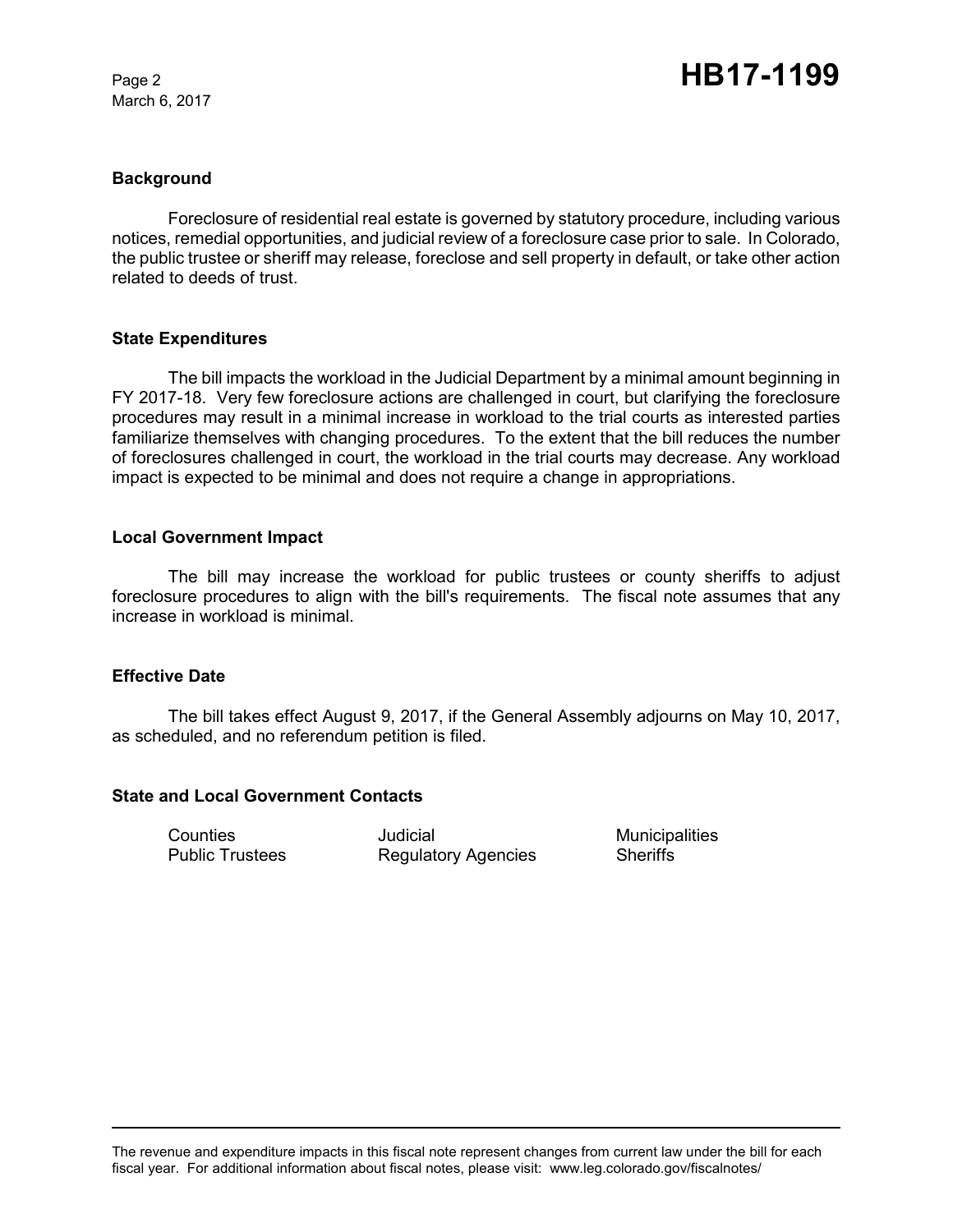## Background

Foreclosure of residential real estate is governed by statutory procedure, including various notices, remedial opportunities, and judicial review of a foreclosure case prior to sale. In Colorado, the public trustee or sheriff may release, foreclose and sell property in default, or take other action related to deeds of trust.

## State Expenditures

The bill impacts the workload in the Judicial Department by a minimal amount beginning in FY 2017-18. Very few foreclosure actions are challenged in court, but clarifying the foreclosure procedures may result in a minimal increase in workload to the trial courts as interested parties familiarize themselves with changing procedures. To the extent that the bill reduces the number of foreclosures challenged in court, the workload in the trial courts may decrease. Any workload impact is expected to be minimal and does not require a change in appropriations.

## Local Government Impact

The bill may increase the workload for public trustees or county sheriffs to adjust foreclosure procedures to align with the bill's requirements. The fiscal note assumes that any increase in workload is minimal.

## Effective Date

The bill takes effect August 9, 2017, if the General Assembly adjourns on May 10, 2017, as scheduled, and no referendum petition is filed.

## State and Local Government Contacts

| | | |
|---|---|---|
| Counties | Judicial | Municipalities |
| Public Trustees | Regulatory Agencies | Sheriffs |

The revenue and expenditure impacts in this fiscal note represent changes from current law under the bill for each fiscal year. For additional information about fiscal notes, please visit: www.leg.colorado.gov/fiscalnotes/